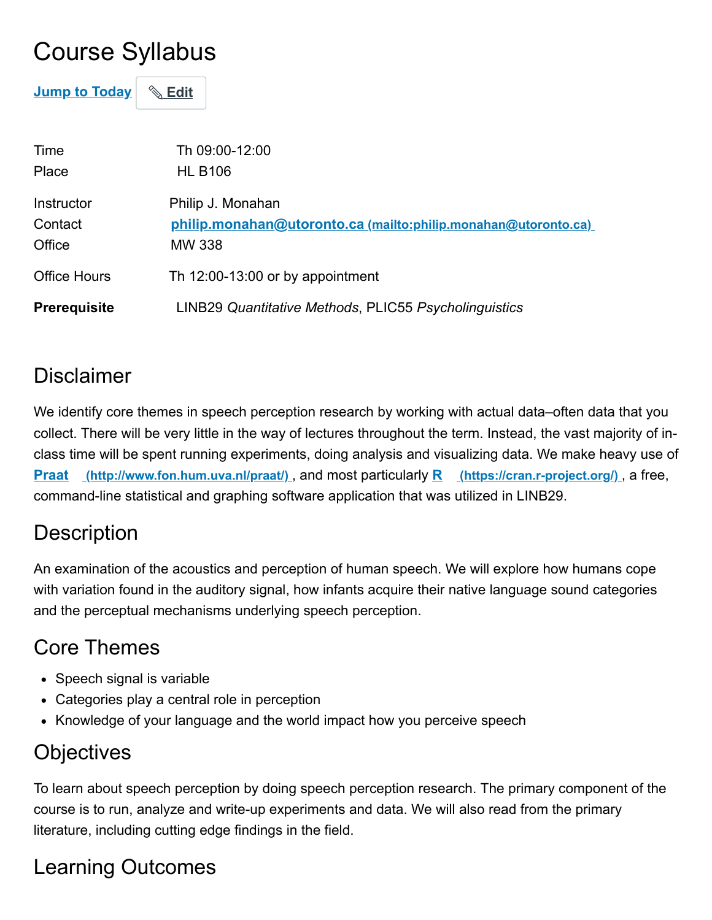# Course Syllabus

Jump to Today | Edit

| | |
|---|---|
| Time | Th 09:00-12:00 |
| Place | HL B106 |
| Instructor | Philip J. Monahan |
| Contact | philip.monahan@utoronto.ca (mailto:philip.monahan@utoronto.ca) |
| Office | MW 338 |
| Office Hours | Th 12:00-13:00 or by appointment |
| **Prerequisite** | LINB29 *Quantitative Methods*, PLIC55 *Psycholinguistics* |

## Disclaimer

We identify core themes in speech perception research by working with actual data–often data that you collect. There will be very little in the way of lectures throughout the term. Instead, the vast majority of in-class time will be spent running experiments, doing analysis and visualizing data. We make heavy use of **Praat** (http://www.fon.hum.uva.nl/praat/), and most particularly **R** (https://cran.r-project.org/), a free, command-line statistical and graphing software application that was utilized in LINB29.

## Description

An examination of the acoustics and perception of human speech. We will explore how humans cope with variation found in the auditory signal, how infants acquire their native language sound categories and the perceptual mechanisms underlying speech perception.

## Core Themes

- Speech signal is variable
- Categories play a central role in perception
- Knowledge of your language and the world impact how you perceive speech

## Objectives

To learn about speech perception by doing speech perception research. The primary component of the course is to run, analyze and write-up experiments and data. We will also read from the primary literature, including cutting edge findings in the field.

## Learning Outcomes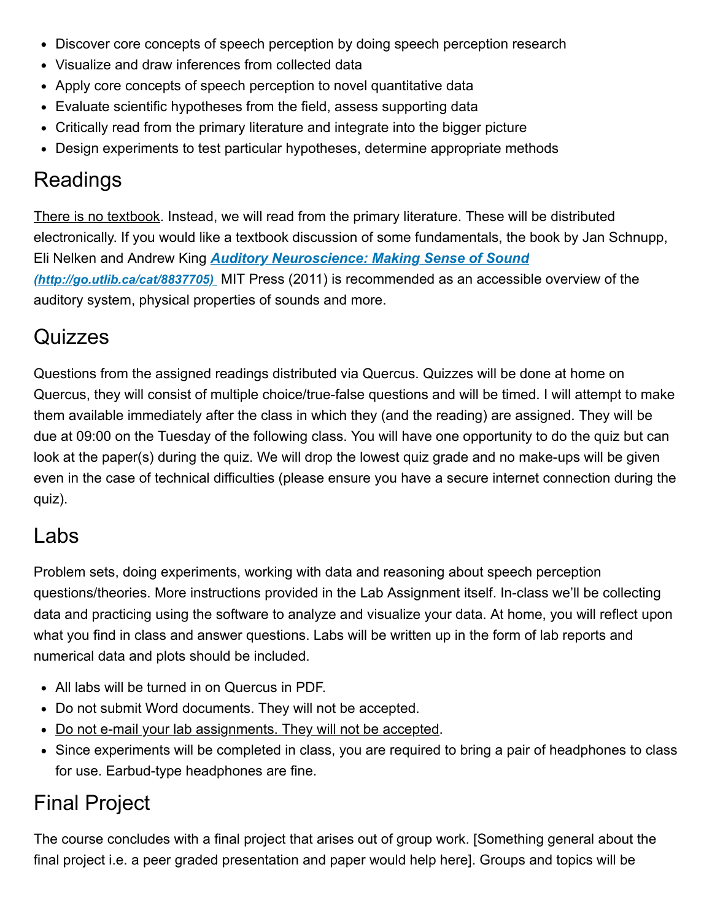- Discover core concepts of speech perception by doing speech perception research
- Visualize and draw inferences from collected data
- Apply core concepts of speech perception to novel quantitative data
- Evaluate scientific hypotheses from the field, assess supporting data
- Critically read from the primary literature and integrate into the bigger picture
- Design experiments to test particular hypotheses, determine appropriate methods

## Readings

There is no textbook. Instead, we will read from the primary literature. These will be distributed electronically. If you would like a textbook discussion of some fundamentals, the book by Jan Schnupp, Eli Nelken and Andrew King [***Auditory Neuroscience: Making Sense of Sound***](http://go.utlib.ca/cat/8837705) *(http://go.utlib.ca/cat/8837705)* MIT Press (2011) is recommended as an accessible overview of the auditory system, physical properties of sounds and more.

## Quizzes

Questions from the assigned readings distributed via Quercus. Quizzes will be done at home on Quercus, they will consist of multiple choice/true-false questions and will be timed. I will attempt to make them available immediately after the class in which they (and the reading) are assigned. They will be due at 09:00 on the Tuesday of the following class. You will have one opportunity to do the quiz but can look at the paper(s) during the quiz. We will drop the lowest quiz grade and no make-ups will be given even in the case of technical difficulties (please ensure you have a secure internet connection during the quiz).

## Labs

Problem sets, doing experiments, working with data and reasoning about speech perception questions/theories. More instructions provided in the Lab Assignment itself. In-class we'll be collecting data and practicing using the software to analyze and visualize your data. At home, you will reflect upon what you find in class and answer questions. Labs will be written up in the form of lab reports and numerical data and plots should be included.

- All labs will be turned in on Quercus in PDF.
- Do not submit Word documents. They will not be accepted.
- Do not e-mail your lab assignments. They will not be accepted.
- Since experiments will be completed in class, you are required to bring a pair of headphones to class for use. Earbud-type headphones are fine.

## Final Project

The course concludes with a final project that arises out of group work. [Something general about the final project i.e. a peer graded presentation and paper would help here]. Groups and topics will be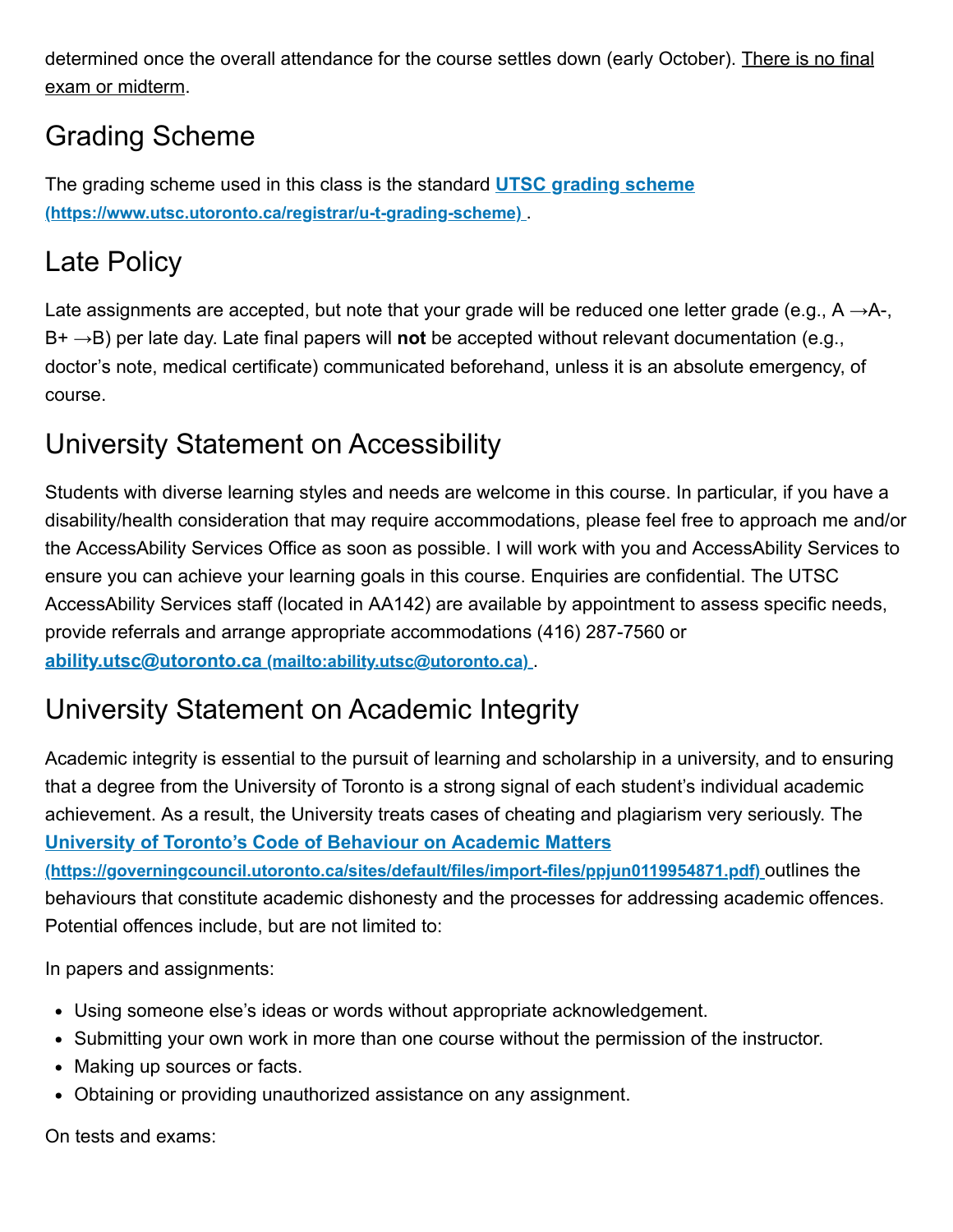determined once the overall attendance for the course settles down (early October). There is no final exam or midterm.

## Grading Scheme

The grading scheme used in this class is the standard [UTSC grading scheme (https://www.utsc.utoronto.ca/registrar/u-t-grading-scheme)](https://www.utsc.utoronto.ca/registrar/u-t-grading-scheme).

## Late Policy

Late assignments are accepted, but note that your grade will be reduced one letter grade (e.g., A →A-, B+ →B) per late day. Late final papers will **not** be accepted without relevant documentation (e.g., doctor's note, medical certificate) communicated beforehand, unless it is an absolute emergency, of course.

## University Statement on Accessibility

Students with diverse learning styles and needs are welcome in this course. In particular, if you have a disability/health consideration that may require accommodations, please feel free to approach me and/or the AccessAbility Services Office as soon as possible. I will work with you and AccessAbility Services to ensure you can achieve your learning goals in this course. Enquiries are confidential. The UTSC AccessAbility Services staff (located in AA142) are available by appointment to assess specific needs, provide referrals and arrange appropriate accommodations (416) 287-7560 or [ability.utsc@utoronto.ca (mailto:ability.utsc@utoronto.ca)](mailto:ability.utsc@utoronto.ca).

## University Statement on Academic Integrity

Academic integrity is essential to the pursuit of learning and scholarship in a university, and to ensuring that a degree from the University of Toronto is a strong signal of each student's individual academic achievement. As a result, the University treats cases of cheating and plagiarism very seriously. The [University of Toronto's Code of Behaviour on Academic Matters (https://governingcouncil.utoronto.ca/sites/default/files/import-files/ppjun0119954871.pdf)](https://governingcouncil.utoronto.ca/sites/default/files/import-files/ppjun0119954871.pdf) outlines the behaviours that constitute academic dishonesty and the processes for addressing academic offences. Potential offences include, but are not limited to:

In papers and assignments:

- Using someone else's ideas or words without appropriate acknowledgement.
- Submitting your own work in more than one course without the permission of the instructor.
- Making up sources or facts.
- Obtaining or providing unauthorized assistance on any assignment.

On tests and exams: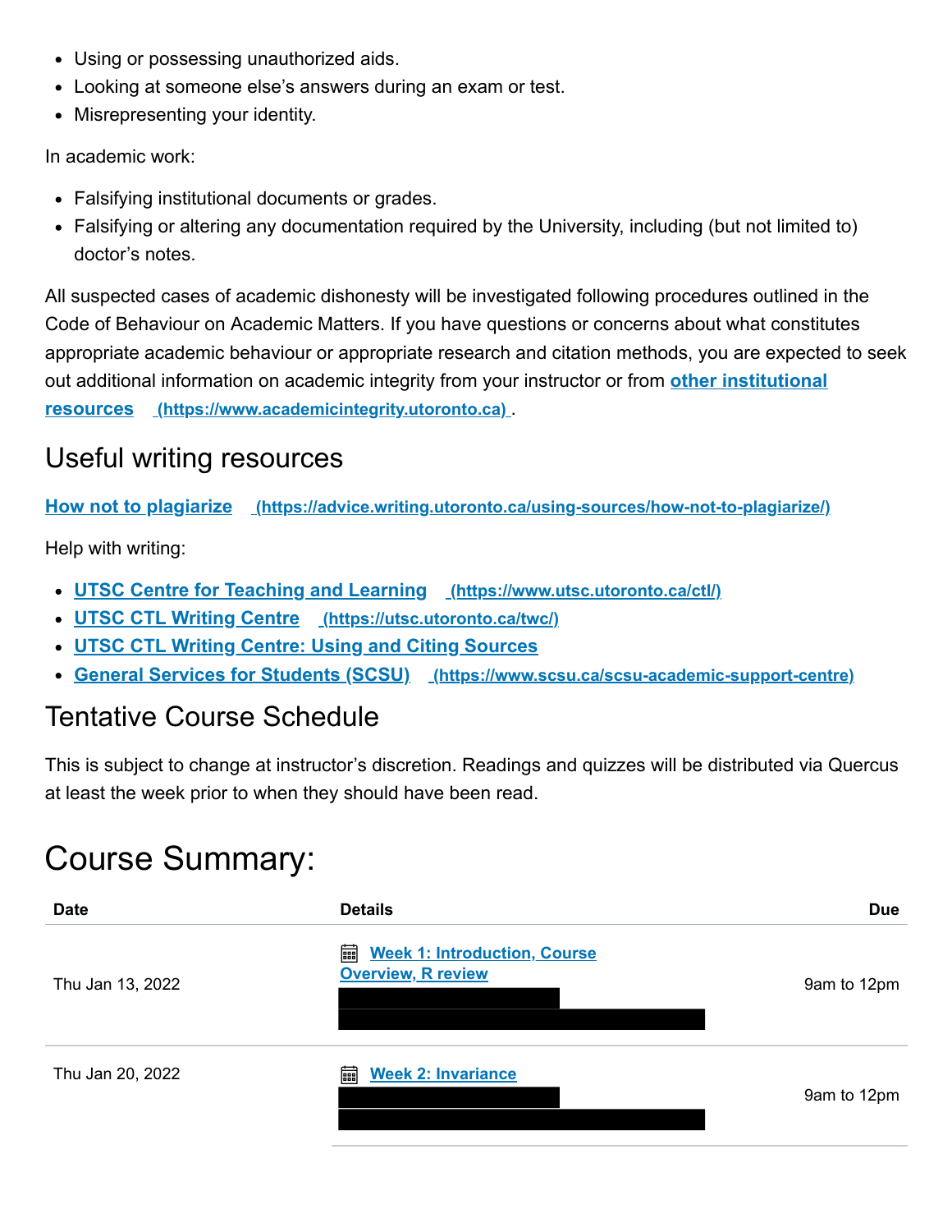- Using or possessing unauthorized aids.
- Looking at someone else's answers during an exam or test.
- Misrepresenting your identity.

In academic work:

- Falsifying institutional documents or grades.
- Falsifying or altering any documentation required by the University, including (but not limited to) doctor's notes.

All suspected cases of academic dishonesty will be investigated following procedures outlined in the Code of Behaviour on Academic Matters. If you have questions or concerns about what constitutes appropriate academic behaviour or appropriate research and citation methods, you are expected to seek out additional information on academic integrity from your instructor or from **other institutional resources (https://www.academicintegrity.utoronto.ca)**.

## Useful writing resources

**How not to plagiarize (https://advice.writing.utoronto.ca/using-sources/how-not-to-plagiarize/)**

Help with writing:

- **UTSC Centre for Teaching and Learning (https://www.utsc.utoronto.ca/ctl/)**
- **UTSC CTL Writing Centre (https://utsc.utoronto.ca/twc/)**
- **UTSC CTL Writing Centre: Using and Citing Sources**
- **General Services for Students (SCSU) (https://www.scsu.ca/scsu-academic-support-centre)**

## Tentative Course Schedule

This is subject to change at instructor's discretion. Readings and quizzes will be distributed via Quercus at least the week prior to when they should have been read.

# Course Summary:

| Date | Details | Due |
| --- | --- | --- |
| Thu Jan 13, 2022 | Week 1: Introduction, Course Overview, R review | 9am to 12pm |
| Thu Jan 20, 2022 | Week 2: Invariance | 9am to 12pm |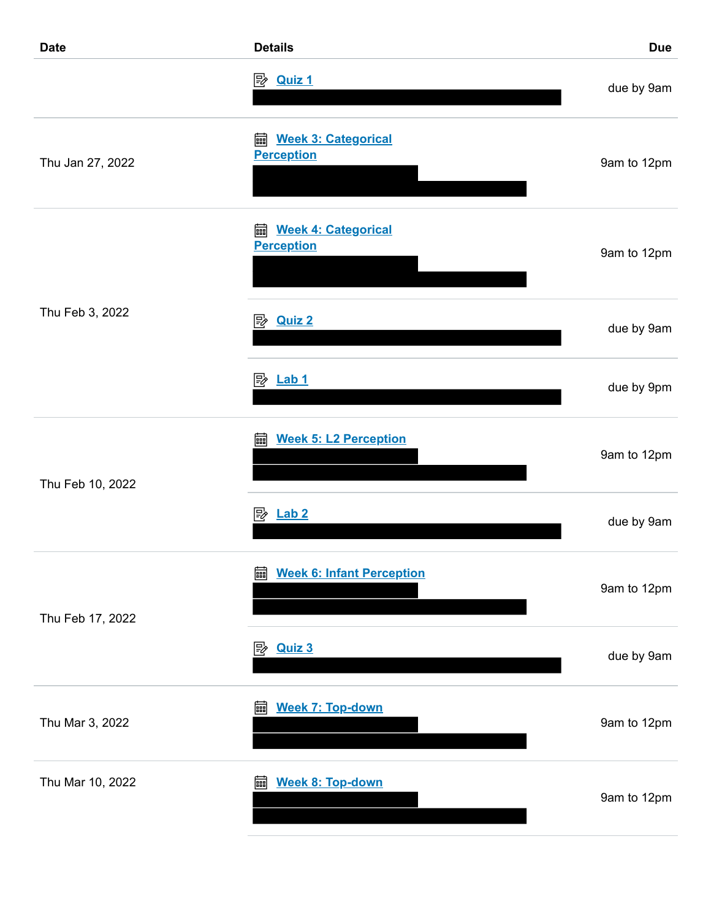| Date | Details | Due |
| --- | --- | --- |
| | Quiz 1 | due by 9am |
| Thu Jan 27, 2022 | Week 3: Categorical Perception | 9am to 12pm |
| Thu Feb 3, 2022 | Week 4: Categorical Perception | 9am to 12pm |
| | Quiz 2 | due by 9am |
| | Lab 1 | due by 9pm |
| Thu Feb 10, 2022 | Week 5: L2 Perception | 9am to 12pm |
| | Lab 2 | due by 9am |
| Thu Feb 17, 2022 | Week 6: Infant Perception | 9am to 12pm |
| | Quiz 3 | due by 9am |
| Thu Mar 3, 2022 | Week 7: Top-down | 9am to 12pm |
| Thu Mar 10, 2022 | Week 8: Top-down | 9am to 12pm |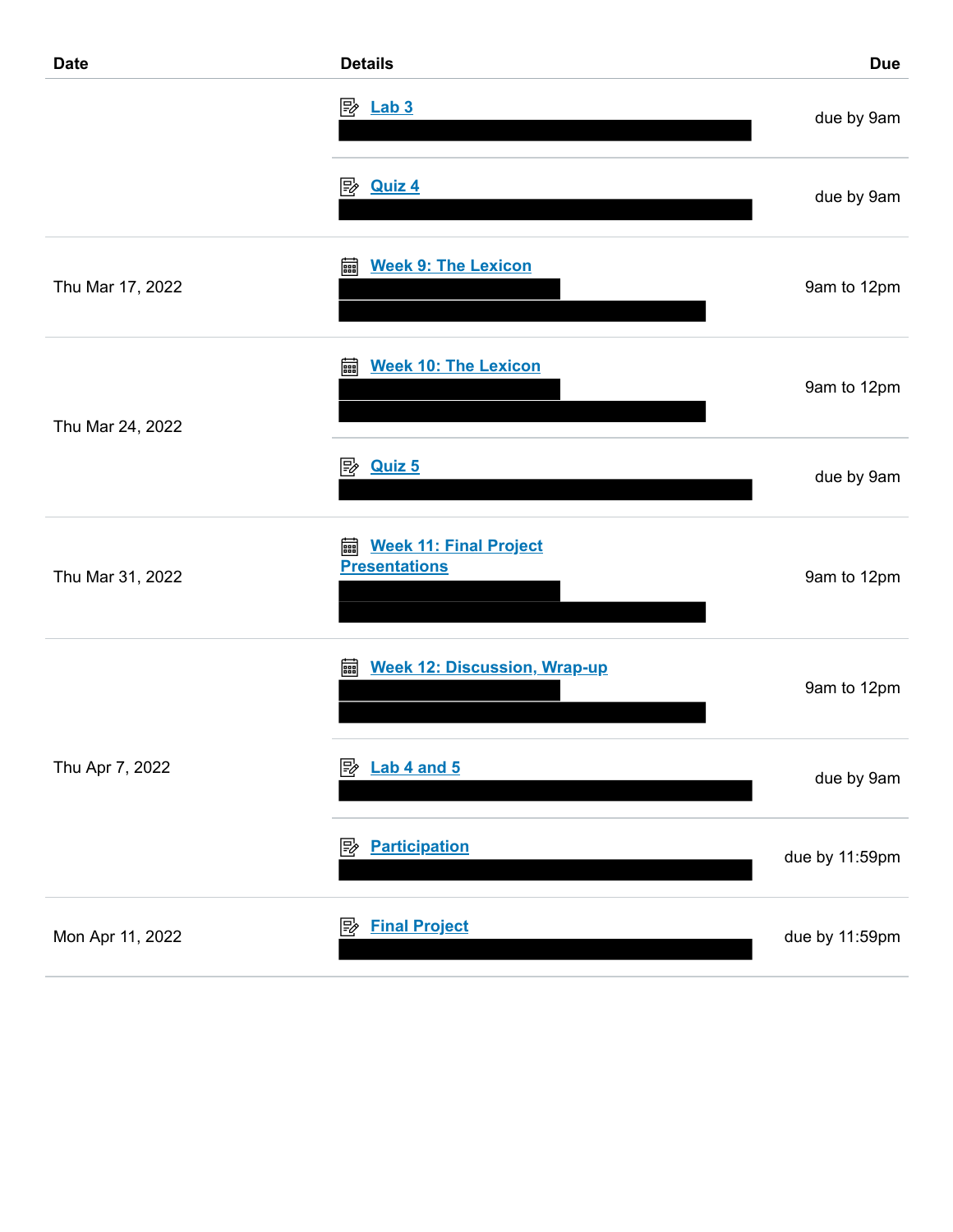| Date | Details | Due |
| --- | --- | --- |
| | Lab 3 | due by 9am |
| | Quiz 4 | due by 9am |
| Thu Mar 17, 2022 | Week 9: The Lexicon | 9am to 12pm |
| Thu Mar 24, 2022 | Week 10: The Lexicon | 9am to 12pm |
| | Quiz 5 | due by 9am |
| Thu Mar 31, 2022 | Week 11: Final Project Presentations | 9am to 12pm |
| Thu Apr 7, 2022 | Week 12: Discussion, Wrap-up | 9am to 12pm |
| | Lab 4 and 5 | due by 9am |
| | Participation | due by 11:59pm |
| Mon Apr 11, 2022 | Final Project | due by 11:59pm |